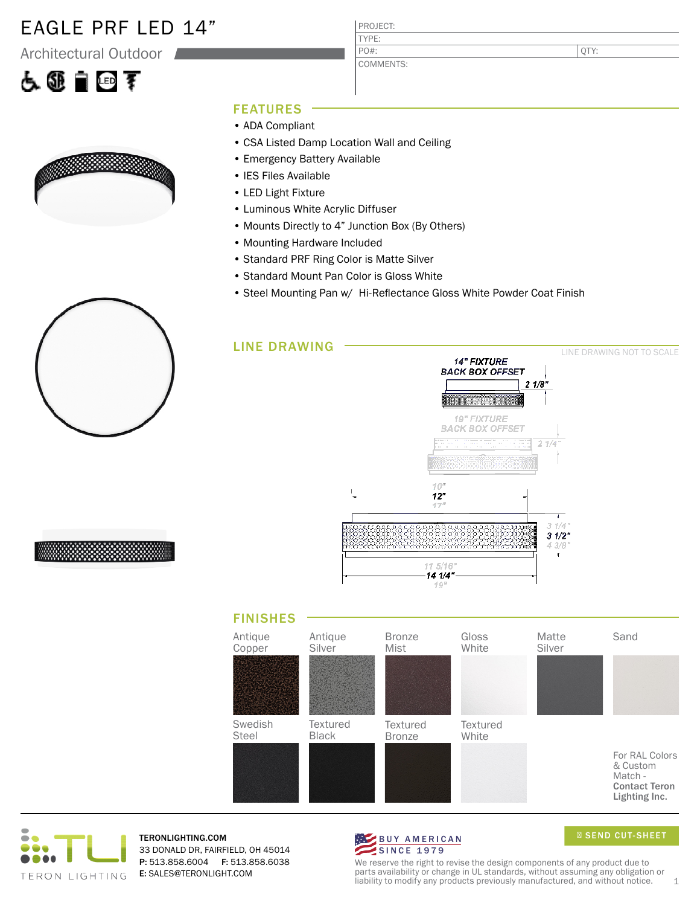# EAGLE PRF LED 14”

Architectural Outdoor

| PROJECT: | |
|---|---|
| TYPE: | |
| PO#: | QTY: |
| COMMENTS: | |

## FEATURES

- ADA Compliant
- CSA Listed Damp Location Wall and Ceiling
- Emergency Battery Available
- IES Files Available
- LED Light Fixture
- Luminous White Acrylic Diffuser
- Mounts Directly to 4” Junction Box (By Others)
- Mounting Hardware Included
- Standard PRF Ring Color is Matte Silver
- Standard Mount Pan Color is Gloss White
- Steel Mounting Pan w/ Hi-Reflectance Gloss White Powder Coat Finish

## LINE DRAWING

LINE DRAWING NOT TO SCALE

14" FIXTURE BACK BOX OFFSET — 2 1/8"

19" FIXTURE BACK BOX OFFSET — 2 1/4"

10" / 12" / 17"

3 1/4" / 3 1/2" / 4 3/8"

11 5/16" / 14 1/4" / 19"

## FINISHES

| Antique Copper | Antique Silver | Bronze Mist | Gloss White | Matte Silver | Sand |
|---|---|---|---|---|---|
| Swedish Steel | Textured Black | Textured Bronze | Textured White | | For RAL Colors & Custom Match - **Contact Teron Lighting Inc.** |

TERON LIGHTING

**TERONLIGHTING.COM**
33 DONALD DR, FAIRFIELD, OH 45014
**P:** 513.858.6004 **F:** 513.858.6038
**E:** SALES@TERONLIGHT.COM

BUY AMERICAN SINCE 1979

SEND CUT-SHEET

We reserve the right to revise the design components of any product due to parts availability or change in UL standards, without assuming any obligation or liability to modify any products previously manufactured, and without notice.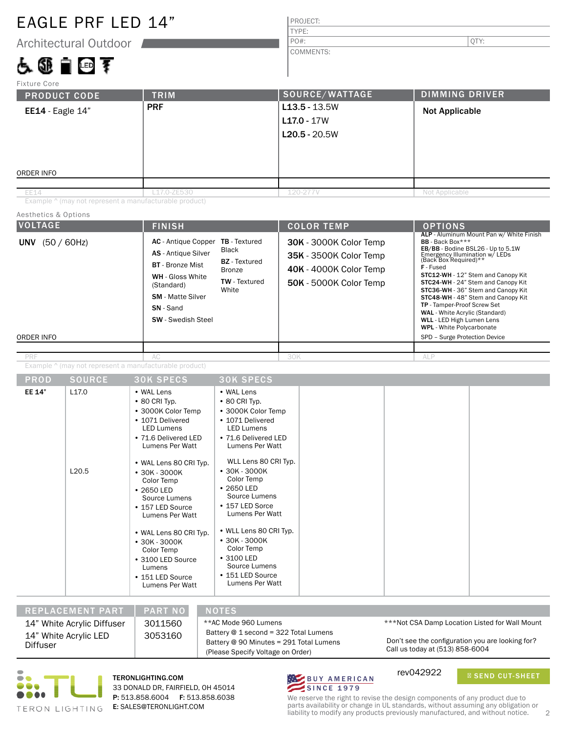# EAGLE PRF LED 14"

## Architectural Outdoor

| PROJECT: | |
|---|---|
| TYPE: | |
| PO#: | QTY: |
| COMMENTS: | |

Fixture Core

| PRODUCT CODE | TRIM | SOURCE/WATTAGE | DIMMING DRIVER |
|---|---|---|---|
| **EE14** - Eagle 14" | **PRF** | **L13.5** - 13.5W<br>**L17.0** - 17W<br>**L20.5** - 20.5W | **Not Applicable** |
| ORDER INFO | | | |
| EE14 | L17.0-ZE530 | 120-277V | Not Applicable |

Example ^ (may not represent a manufacturable product)

Aesthetics & Options

| VOLTAGE | FINISH | COLOR TEMP | OPTIONS |
|---|---|---|---|
| **UNV** (50 / 60Hz) | **AC** - Antique Copper<br>**AS** - Antique Silver<br>**BT** - Bronze Mist<br>**WH** - Gloss White (Standard)<br>**SM** - Matte Silver<br>**SN** - Sand<br>**SW** - Swedish Steel<br>**TB** - Textured Black<br>**BZ** - Textured Bronze<br>**TW** - Textured White | **30K** - 3000K Color Temp<br>**35K** - 3500K Color Temp<br>**40K** - 4000K Color Temp<br>**50K** - 5000K Color Temp | **ALP** - Aluminum Mount Pan w/ White Finish<br>**BB** - Back Box***<br>**EB/BB** - Bodine BSL26 - Up to 5.1W Emergency Illumination w/ LEDs (Back Box Required)**<br>**F** - Fused<br>**STC12-WH** - 12" Stem and Canopy Kit<br>**STC24-WH** - 24" Stem and Canopy Kit<br>**STC36-WH** - 36" Stem and Canopy Kit<br>**STC48-WH** - 48" Stem and Canopy Kit<br>**TP** - Tamper-Proof Screw Set<br>**WAL** - White Acrylic (Standard)<br>**WLL** - LED High Lumen Lens<br>**WPL** - White Polycarbonate<br>SPD – Surge Protection Device |
| ORDER INFO | | | |
| PRF | AC | 30K | ALP |

Example ^ (may not represent a manufacturable product)

| PROD | SOURCE | 30K SPECS | 30K SPECS |
|---|---|---|---|
| **EE 14"** | L17.0 | • WAL Lens<br>• 80 CRI Typ.<br>• 3000K Color Temp<br>• 1071 Delivered LED Lumens<br>• 71.6 Delivered LED Lumens Per Watt | • WAL Lens<br>• 80 CRI Typ.<br>• 3000K Color Temp<br>• 1071 Delivered LED Lumens<br>• 71.6 Delivered LED Lumens Per Watt |
| | L20.5 | • WAL Lens 80 CRI Typ.<br>• 30K - 3000K Color Temp<br>• 2650 LED Source Lumens<br>• 157 LED Source Lumens Per Watt | WLL Lens 80 CRI Typ.<br>• 30K - 3000K Color Temp<br>• 2650 LED Source Lumens<br>• 157 LED Sorce Lumens Per Watt |
| | | • WAL Lens 80 CRI Typ.<br>• 30K - 3000K Color Temp<br>• 3100 LED Source Lumens<br>• 151 LED Source Lumens Per Watt | • WLL Lens 80 CRI Typ.<br>• 30K - 3000K Color Temp<br>• 3100 LED Source Lumens<br>• 151 LED Source Lumens Per Watt |

| REPLACEMENT PART | PART NO |
|---|---|
| 14" White Acrylic Diffuser | 3011560 |
| 14" White Acrylic LED Diffuser | 3053160 |

**NOTES**

**AC Mode 960 Lumens
Battery @ 1 second = 322 Total Lumens
Battery @ 90 Minutes = 291 Total Lumens
(Please Specify Voltage on Order)

***Not CSA Damp Location Listed for Wall Mount

Don't see the configuration you are looking for? Call us today at (513) 858-6004

TERON LIGHTING

TERONLIGHTING.COM
33 DONALD DR, FAIRFIELD, OH 45014
P: 513.858.6004 F: 513.858.6038
E: SALES@TERONLIGHT.COM

BUY AMERICAN SINCE 1979

rev042922

SEND CUT-SHEET

We reserve the right to revise the design components of any product due to parts availability or change in UL standards, without assuming any obligation or liability to modify any products previously manufactured, and without notice.